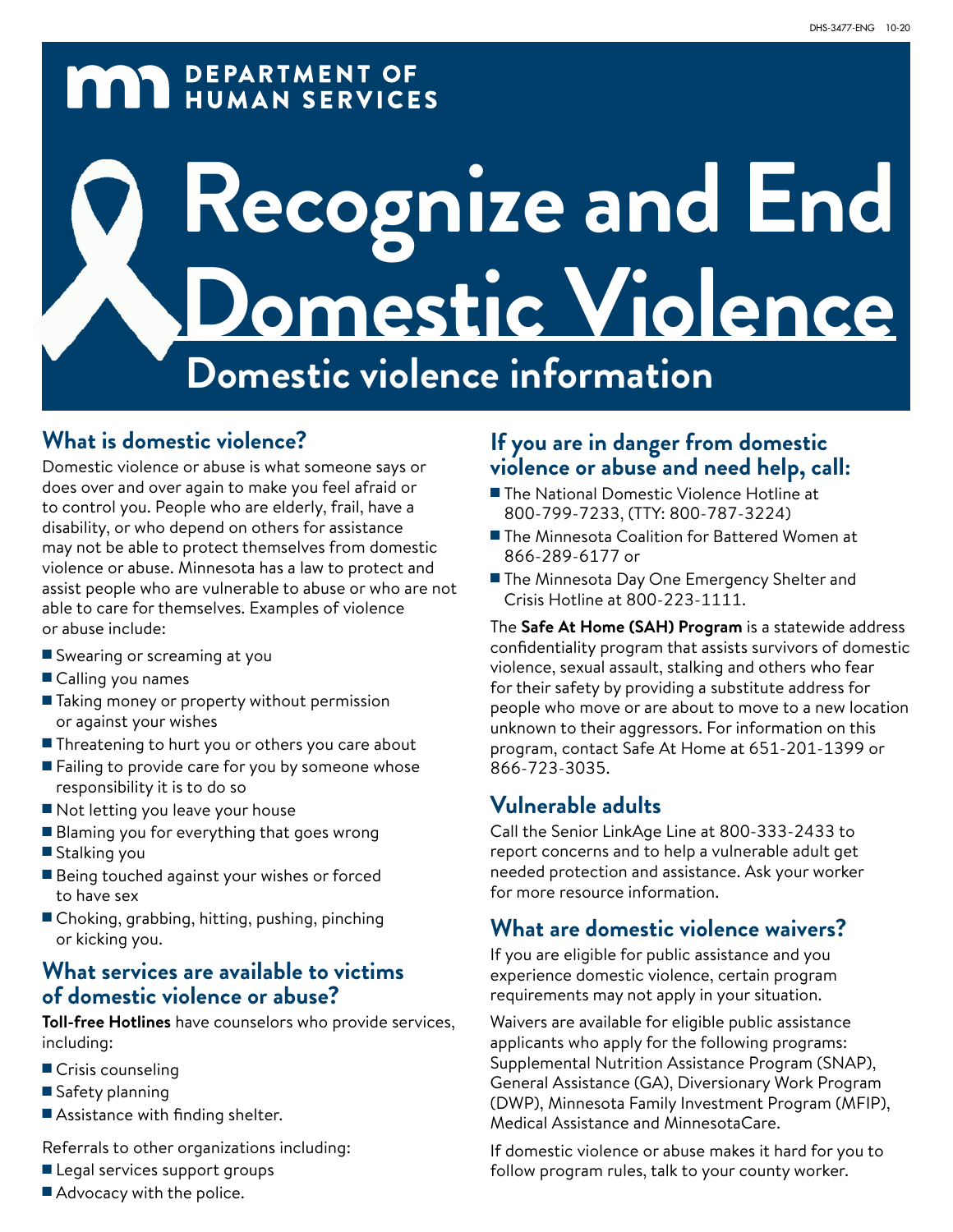DEPARTMENT OF HUMAN SERVICES

# Recognize and End Domestic Violence

## Domestic violence information

### What is domestic violence?

Domestic violence or abuse is what someone says or does over and over again to make you feel afraid or to control you. People who are elderly, frail, have a disability, or who depend on others for assistance may not be able to protect themselves from domestic violence or abuse. Minnesota has a law to protect and assist people who are vulnerable to abuse or who are not able to care for themselves. Examples of violence or abuse include:

- Swearing or screaming at you
- Calling you names
- Taking money or property without permission or against your wishes
- Threatening to hurt you or others you care about
- Failing to provide care for you by someone whose responsibility it is to do so
- Not letting you leave your house
- Blaming you for everything that goes wrong
- Stalking you
- Being touched against your wishes or forced to have sex
- Choking, grabbing, hitting, pushing, pinching or kicking you.

### What services are available to victims of domestic violence or abuse?

**Toll-free Hotlines** have counselors who provide services, including:

- Crisis counseling
- Safety planning
- Assistance with finding shelter.

Referrals to other organizations including:

- Legal services support groups
- Advocacy with the police.

### If you are in danger from domestic violence or abuse and need help, call:

- The National Domestic Violence Hotline at 800-799-7233, (TTY: 800-787-3224)
- The Minnesota Coalition for Battered Women at 866-289-6177 or
- The Minnesota Day One Emergency Shelter and Crisis Hotline at 800-223-1111.

The **Safe At Home (SAH) Program** is a statewide address confidentiality program that assists survivors of domestic violence, sexual assault, stalking and others who fear for their safety by providing a substitute address for people who move or are about to move to a new location unknown to their aggressors. For information on this program, contact Safe At Home at 651-201-1399 or 866-723-3035.

### Vulnerable adults

Call the Senior LinkAge Line at 800-333-2433 to report concerns and to help a vulnerable adult get needed protection and assistance. Ask your worker for more resource information.

### What are domestic violence waivers?

If you are eligible for public assistance and you experience domestic violence, certain program requirements may not apply in your situation.

Waivers are available for eligible public assistance applicants who apply for the following programs: Supplemental Nutrition Assistance Program (SNAP), General Assistance (GA), Diversionary Work Program (DWP), Minnesota Family Investment Program (MFIP), Medical Assistance and MinnesotaCare.

If domestic violence or abuse makes it hard for you to follow program rules, talk to your county worker.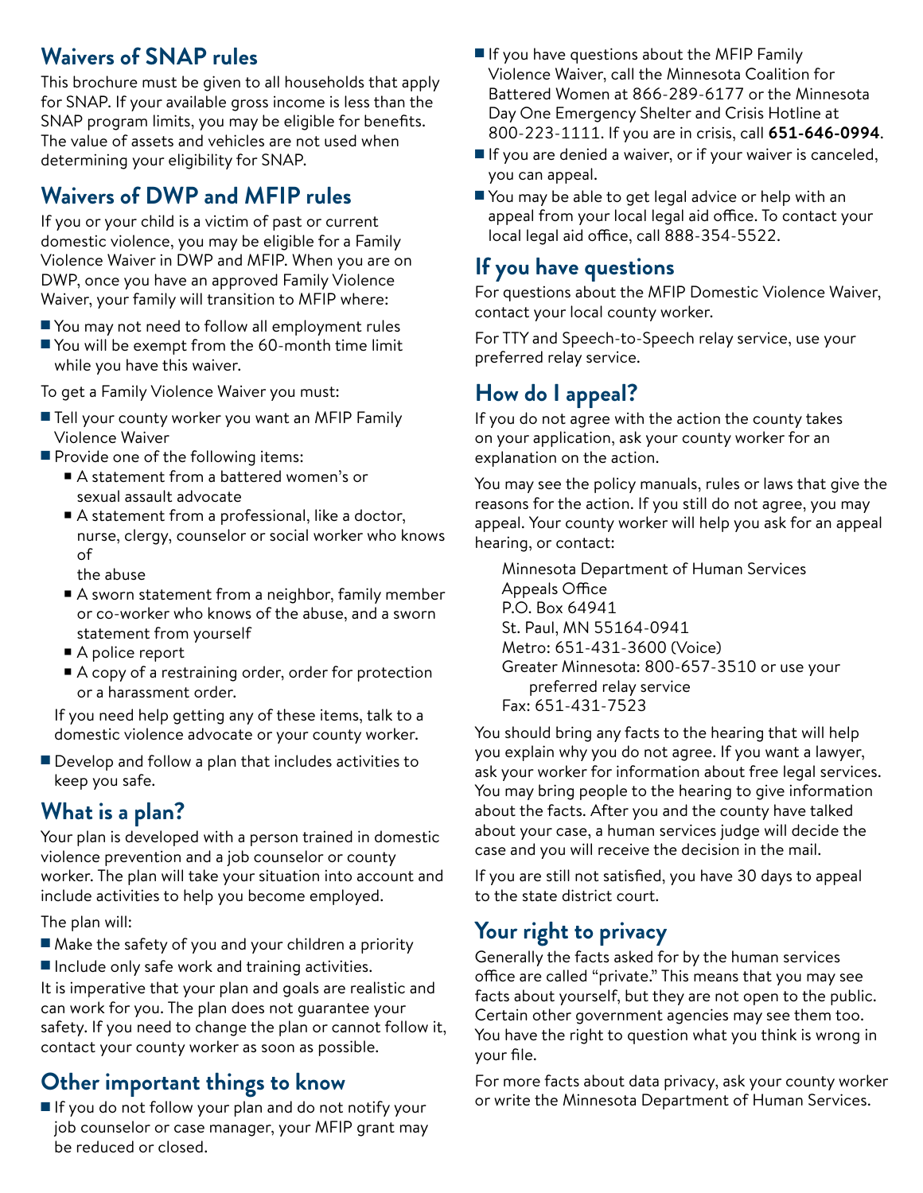## Waivers of SNAP rules

This brochure must be given to all households that apply for SNAP. If your available gross income is less than the SNAP program limits, you may be eligible for benefits. The value of assets and vehicles are not used when determining your eligibility for SNAP.

## Waivers of DWP and MFIP rules

If you or your child is a victim of past or current domestic violence, you may be eligible for a Family Violence Waiver in DWP and MFIP. When you are on DWP, once you have an approved Family Violence Waiver, your family will transition to MFIP where:

- You may not need to follow all employment rules
- You will be exempt from the 60-month time limit while you have this waiver.

To get a Family Violence Waiver you must:

- Tell your county worker you want an MFIP Family Violence Waiver
- Provide one of the following items:
  - A statement from a battered women's or sexual assault advocate
  - A statement from a professional, like a doctor, nurse, clergy, counselor or social worker who knows of the abuse
  - A sworn statement from a neighbor, family member or co-worker who knows of the abuse, and a sworn statement from yourself
  - A police report
  - A copy of a restraining order, order for protection or a harassment order.

  If you need help getting any of these items, talk to a domestic violence advocate or your county worker.
- Develop and follow a plan that includes activities to keep you safe.

## What is a plan?

Your plan is developed with a person trained in domestic violence prevention and a job counselor or county worker. The plan will take your situation into account and include activities to help you become employed.

The plan will:

- Make the safety of you and your children a priority
- Include only safe work and training activities.

It is imperative that your plan and goals are realistic and can work for you. The plan does not guarantee your safety. If you need to change the plan or cannot follow it, contact your county worker as soon as possible.

## Other important things to know

- If you do not follow your plan and do not notify your job counselor or case manager, your MFIP grant may be reduced or closed.
- If you have questions about the MFIP Family Violence Waiver, call the Minnesota Coalition for Battered Women at 866-289-6177 or the Minnesota Day One Emergency Shelter and Crisis Hotline at 800-223-1111. If you are in crisis, call **651-646-0994**.
- If you are denied a waiver, or if your waiver is canceled, you can appeal.
- You may be able to get legal advice or help with an appeal from your local legal aid office. To contact your local legal aid office, call 888-354-5522.

## If you have questions

For questions about the MFIP Domestic Violence Waiver, contact your local county worker.

For TTY and Speech-to-Speech relay service, use your preferred relay service.

## How do I appeal?

If you do not agree with the action the county takes on your application, ask your county worker for an explanation on the action.

You may see the policy manuals, rules or laws that give the reasons for the action. If you still do not agree, you may appeal. Your county worker will help you ask for an appeal hearing, or contact:

Minnesota Department of Human Services
Appeals Office
P.O. Box 64941
St. Paul, MN 55164-0941
Metro: 651-431-3600 (Voice)
Greater Minnesota: 800-657-3510 or use your preferred relay service
Fax: 651-431-7523

You should bring any facts to the hearing that will help you explain why you do not agree. If you want a lawyer, ask your worker for information about free legal services. You may bring people to the hearing to give information about the facts. After you and the county have talked about your case, a human services judge will decide the case and you will receive the decision in the mail.

If you are still not satisfied, you have 30 days to appeal to the state district court.

## Your right to privacy

Generally the facts asked for by the human services office are called "private." This means that you may see facts about yourself, but they are not open to the public. Certain other government agencies may see them too. You have the right to question what you think is wrong in your file.

For more facts about data privacy, ask your county worker or write the Minnesota Department of Human Services.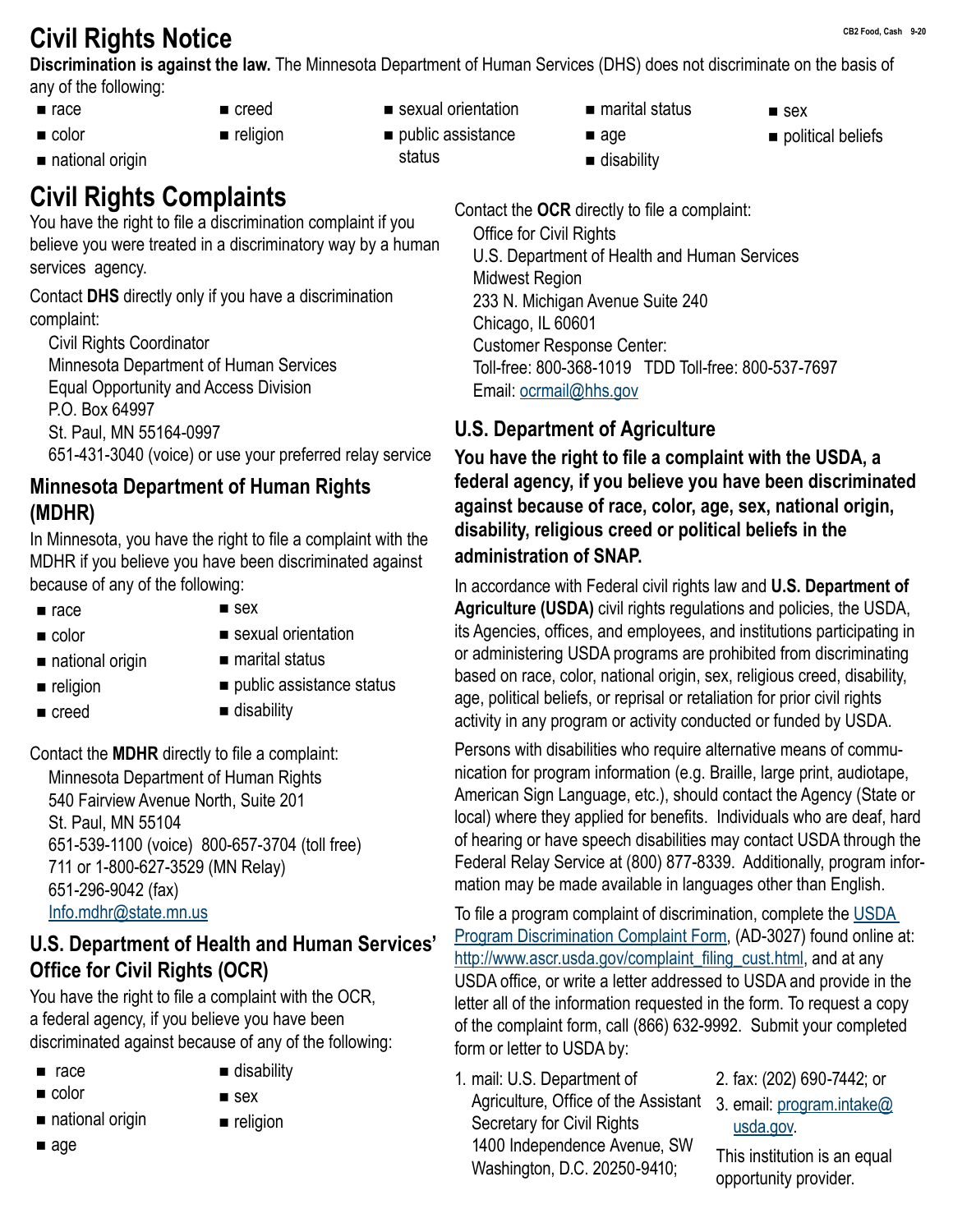# Civil Rights Notice

**Discrimination is against the law.** The Minnesota Department of Human Services (DHS) does not discriminate on the basis of any of the following:

- race
- color
- national origin
- creed
- religion
- sexual orientation
- public assistance status
- marital status
- age
- disability
- sex
- political beliefs

# Civil Rights Complaints

You have the right to file a discrimination complaint if you believe you were treated in a discriminatory way by a human services agency.

Contact **DHS** directly only if you have a discrimination complaint:

Civil Rights Coordinator
Minnesota Department of Human Services
Equal Opportunity and Access Division
P.O. Box 64997
St. Paul, MN 55164-0997
651-431-3040 (voice) or use your preferred relay service

## Minnesota Department of Human Rights (MDHR)

In Minnesota, you have the right to file a complaint with the MDHR if you believe you have been discriminated against because of any of the following:

- race
- color
- national origin
- religion
- creed
- sex
- sexual orientation
- marital status
- public assistance status
- disability

Contact the **MDHR** directly to file a complaint:

Minnesota Department of Human Rights
540 Fairview Avenue North, Suite 201
St. Paul, MN 55104
651-539-1100 (voice) 800-657-3704 (toll free)
711 or 1-800-627-3529 (MN Relay)
651-296-9042 (fax)
Info.mdhr@state.mn.us

## U.S. Department of Health and Human Services' Office for Civil Rights (OCR)

You have the right to file a complaint with the OCR, a federal agency, if you believe you have been discriminated against because of any of the following:

- race
- color
- national origin
- age
- disability
- sex
- religion

Contact the **OCR** directly to file a complaint:

Office for Civil Rights
U.S. Department of Health and Human Services
Midwest Region
233 N. Michigan Avenue Suite 240
Chicago, IL 60601
Customer Response Center:
Toll-free: 800-368-1019 TDD Toll-free: 800-537-7697
Email: ocrmail@hhs.gov

## U.S. Department of Agriculture

**You have the right to file a complaint with the USDA, a federal agency, if you believe you have been discriminated against because of race, color, age, sex, national origin, disability, religious creed or political beliefs in the administration of SNAP.**

In accordance with Federal civil rights law and **U.S. Department of Agriculture (USDA)** civil rights regulations and policies, the USDA, its Agencies, offices, and employees, and institutions participating in or administering USDA programs are prohibited from discriminating based on race, color, national origin, sex, religious creed, disability, age, political beliefs, or reprisal or retaliation for prior civil rights activity in any program or activity conducted or funded by USDA.

Persons with disabilities who require alternative means of communication for program information (e.g. Braille, large print, audiotape, American Sign Language, etc.), should contact the Agency (State or local) where they applied for benefits. Individuals who are deaf, hard of hearing or have speech disabilities may contact USDA through the Federal Relay Service at (800) 877-8339. Additionally, program information may be made available in languages other than English.

To file a program complaint of discrimination, complete the USDA Program Discrimination Complaint Form, (AD-3027) found online at: http://www.ascr.usda.gov/complaint_filing_cust.html, and at any USDA office, or write a letter addressed to USDA and provide in the letter all of the information requested in the form. To request a copy of the complaint form, call (866) 632-9992. Submit your completed form or letter to USDA by:

1. mail: U.S. Department of Agriculture, Office of the Assistant Secretary for Civil Rights 1400 Independence Avenue, SW Washington, D.C. 20250-9410;
2. fax: (202) 690-7442; or
3. email: program.intake@usda.gov.

This institution is an equal opportunity provider.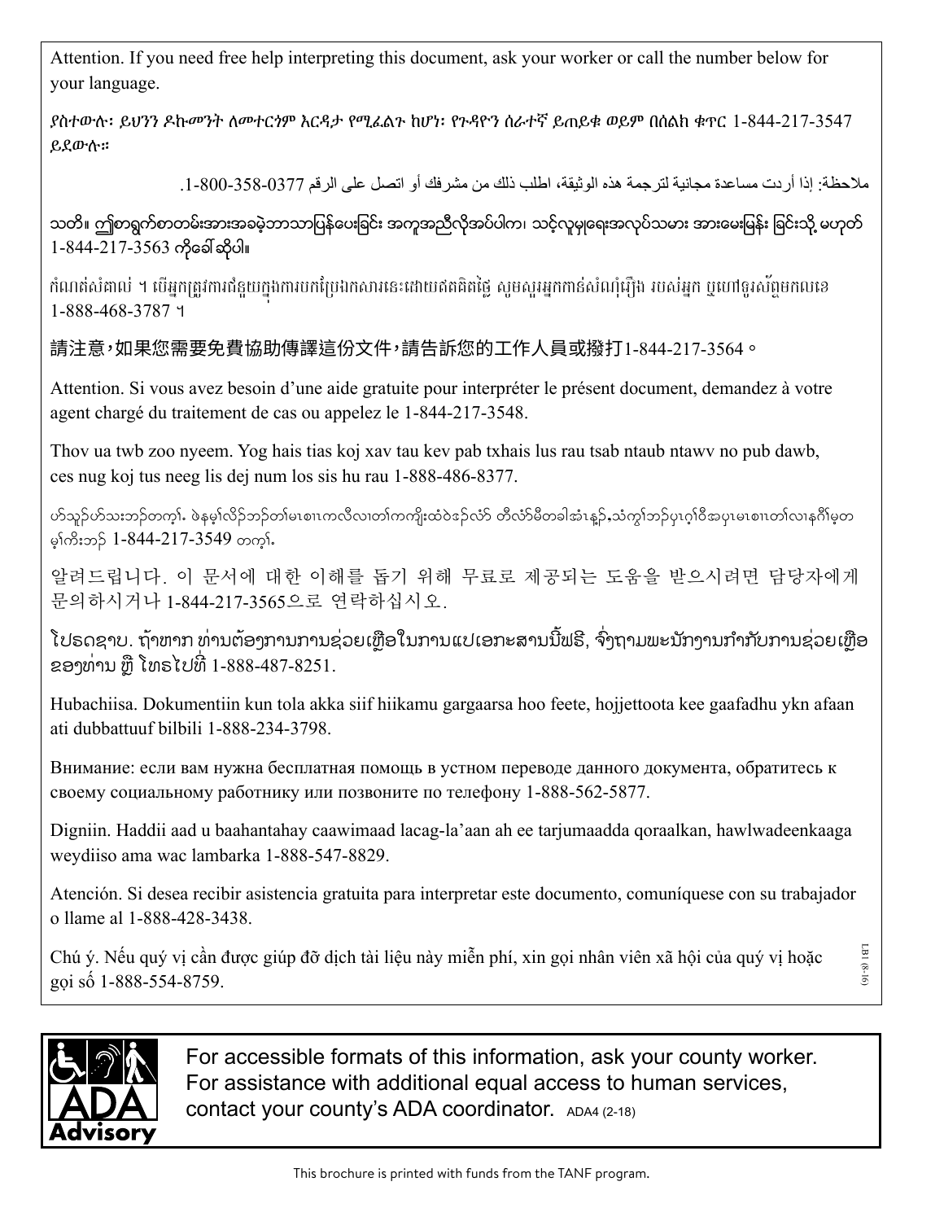Attention. If you need free help interpreting this document, ask your worker or call the number below for your language.

ያስተውሉ፡ ይህንን ዶኩመንት ለመተርጎም እርዳታ የሚፈልጉ ከሆነ፡ የጉዳዮን ሰራተኛ ይጠይቁ ወይም በሰልክ ቁጥር 1-844-217-3547 ይደውሉ።

ملاحظة: إذا أردت مساعدة مجانية لترجمة هذه الوثيقة، اطلب ذلك من مشرفك أو اتصل على الرقم 0377-358-800-1.

သတိ။ ဤစာရွက်စာတမ်းအားအခမဲ့ဘာသာပြန်ပေးခြင်း အကူအညီလိုအပ်ပါက၊ သင့်လူမှုရေးအလုပ်သမား အားမေးမြန်း ခြင်းသို့ မဟုတ် 1-844-217-3563 ကိုခေါ်ဆိုပါ။

កំណត់សំគាល់ ។ បើអ្នកត្រូវការជំនួយក្នុងការបកប្រែឯកសារនេះដោយឥតគិតថ្លៃ សូមសួរអ្នកកាន់សំណុំរឿង របស់អ្នក ឬហៅទូរស័ព្ទមកលេខ 1-888-468-3787 ។

請注意，如果您需要免費協助傳譯這份文件，請告訴您的工作人員或撥打1-844-217-3564。

Attention. Si vous avez besoin d'une aide gratuite pour interpréter le présent document, demandez à votre agent chargé du traitement de cas ou appelez le 1-844-217-3548.

Thov ua twb zoo nyeem. Yog hais tias koj xav tau kev pab txhais lus rau tsab ntaub ntawv no pub dawb, ces nug koj tus neeg lis dej num los sis hu rau 1-888-486-8377.

ပာ်သူဉ်ပာ်သးဘဉ်တက့ၢ်. ဖဲနမ့ၢ်လိဉ်ဘဉ်တၢ်မၤစၢၤကလီလၢတၢ်ကကျိးထံဝဲဒဉ်လံာ် တီလံာ်မီတခါအံၤန့ဉ်,သံကွၢ်ဘဉ်ပှၤဂ့ၢ်ဝီအပှၤမၤစၢၤတၢ်လၢနဂီၢ်မ့တမ့ၢ်ကိးဘဉ် 1-844-217-3549 တက့ၢ်.

알려드립니다. 이 문서에 대한 이해를 돕기 위해 무료로 제공되는 도움을 받으시려면 담당자에게 문의하시거나 1-844-217-3565으로 연락하십시오.

ໂປຣດຊາບ. ຖ້າຫາກ ທ່ານຕ້ອງການການຊ່ວຍເຫຼືອໃນການແປເອກະສານນີ້ຟຣີ, ຈົ່ງຖາມພະນັກງານກໍາກັບການຊ່ວຍເຫຼືອ ຂອງທ່ານ ຫຼື ໂທຣໄປທີ່ 1-888-487-8251.

Hubachiisa. Dokumentiin kun tola akka siif hiikamu gargaarsa hoo feete, hojjettoota kee gaafadhu ykn afaan ati dubbattuuf bilbili 1-888-234-3798.

Внимание: если вам нужна бесплатная помощь в устном переводе данного документа, обратитесь к своему социальному работнику или позвоните по телефону 1-888-562-5877.

Digniin. Haddii aad u baahantahay caawimaad lacag-la'aan ah ee tarjumaadda qoraalkan, hawlwadeenkaaga weydiiso ama wac lambarka 1-888-547-8829.

Atención. Si desea recibir asistencia gratuita para interpretar este documento, comuníquese con su trabajador o llame al 1-888-428-3438.

Chú ý. Nếu quý vị cần được giúp đỡ dịch tài liệu này miễn phí, xin gọi nhân viên xã hội của quý vị hoặc gọi số 1-888-554-8759.

LB1 (8-16)

ADA Advisory

For accessible formats of this information, ask your county worker. For assistance with additional equal access to human services, contact your county's ADA coordinator. ADA4 (2-18)

This brochure is printed with funds from the TANF program.